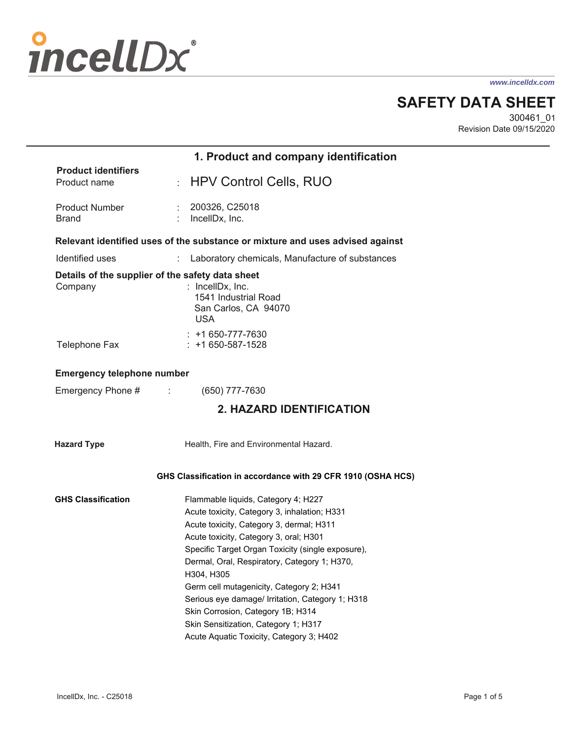incellDx®

www.incelldx.com

# SAFETY DATA SHEET

300461_01
Revision Date 09/15/2020

## 1. Product and company identification

**Product identifiers**

Product name : HPV Control Cells, RUO

Product Number : 200326, C25018
Brand : IncellDx, Inc.

**Relevant identified uses of the substance or mixture and uses advised against**

Identified uses : Laboratory chemicals, Manufacture of substances

**Details of the supplier of the safety data sheet**

Company : IncellDx, Inc.
1541 Industrial Road
San Carlos, CA 94070
USA

Telephone Fax : +1 650-777-7630
: +1 650-587-1528

**Emergency telephone number**

Emergency Phone # : (650) 777-7630

## 2. HAZARD IDENTIFICATION

**Hazard Type** Health, Fire and Environmental Hazard.

**GHS Classification in accordance with 29 CFR 1910 (OSHA HCS)**

**GHS Classification**

Flammable liquids, Category 4; H227
Acute toxicity, Category 3, inhalation; H331
Acute toxicity, Category 3, dermal; H311
Acute toxicity, Category 3, oral; H301
Specific Target Organ Toxicity (single exposure), Dermal, Oral, Respiratory, Category 1; H370, H304, H305
Germ cell mutagenicity, Category 2; H341
Serious eye damage/ Irritation, Category 1; H318
Skin Corrosion, Category 1B; H314
Skin Sensitization, Category 1; H317
Acute Aquatic Toxicity, Category 3; H402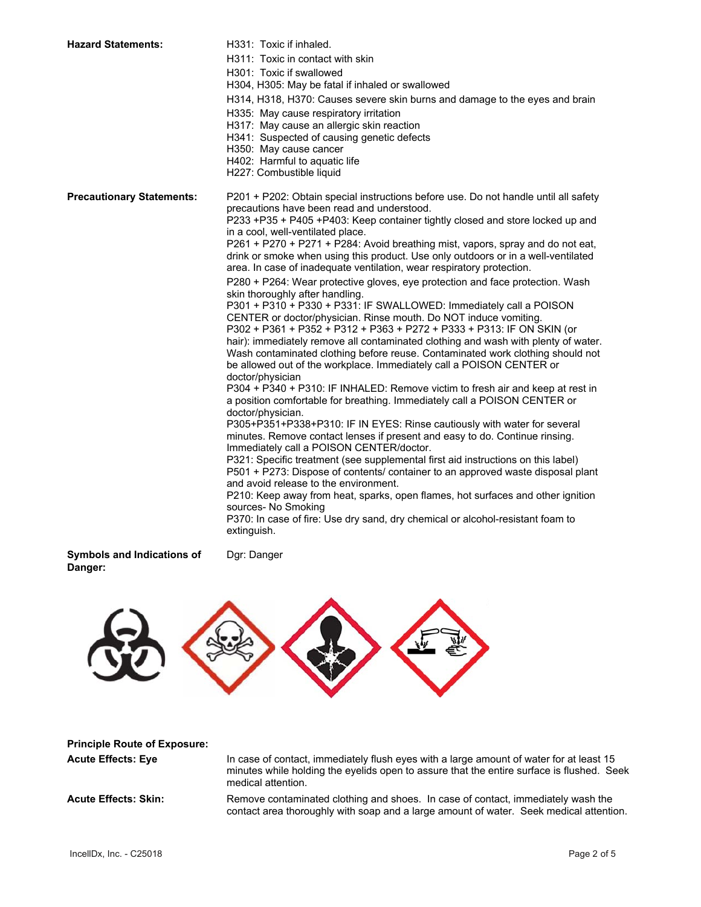**Hazard Statements:**

H331: Toxic if inhaled.
H311: Toxic in contact with skin
H301: Toxic if swallowed
H304, H305: May be fatal if inhaled or swallowed
H314, H318, H370: Causes severe skin burns and damage to the eyes and brain
H335: May cause respiratory irritation
H317: May cause an allergic skin reaction
H341: Suspected of causing genetic defects
H350: May cause cancer
H402: Harmful to aquatic life
H227: Combustible liquid

**Precautionary Statements:**

P201 + P202: Obtain special instructions before use. Do not handle until all safety precautions have been read and understood.
P233 +P35 + P405 +P403: Keep container tightly closed and store locked up and in a cool, well-ventilated place.
P261 + P270 + P271 + P284: Avoid breathing mist, vapors, spray and do not eat, drink or smoke when using this product. Use only outdoors or in a well-ventilated area. In case of inadequate ventilation, wear respiratory protection.
P280 + P264: Wear protective gloves, eye protection and face protection. Wash skin thoroughly after handling.
P301 + P310 + P330 + P331: IF SWALLOWED: Immediately call a POISON CENTER or doctor/physician. Rinse mouth. Do NOT induce vomiting.
P302 + P361 + P352 + P312 + P363 + P272 + P333 + P313: IF ON SKIN (or hair): immediately remove all contaminated clothing and wash with plenty of water. Wash contaminated clothing before reuse. Contaminated work clothing should not be allowed out of the workplace. Immediately call a POISON CENTER or doctor/physician
P304 + P340 + P310: IF INHALED: Remove victim to fresh air and keep at rest in a position comfortable for breathing. Immediately call a POISON CENTER or doctor/physician.
P305+P351+P338+P310: IF IN EYES: Rinse cautiously with water for several minutes. Remove contact lenses if present and easy to do. Continue rinsing. Immediately call a POISON CENTER/doctor.
P321: Specific treatment (see supplemental first aid instructions on this label)
P501 + P273: Dispose of contents/ container to an approved waste disposal plant and avoid release to the environment.
P210: Keep away from heat, sparks, open flames, hot surfaces and other ignition sources- No Smoking
P370: In case of fire: Use dry sand, dry chemical or alcohol-resistant foam to extinguish.

**Symbols and Indications of Danger:** Dgr: Danger

**Principle Route of Exposure:**

**Acute Effects: Eye**
In case of contact, immediately flush eyes with a large amount of water for at least 15 minutes while holding the eyelids open to assure that the entire surface is flushed. Seek medical attention.

**Acute Effects: Skin:**
Remove contaminated clothing and shoes. In case of contact, immediately wash the contact area thoroughly with soap and a large amount of water. Seek medical attention.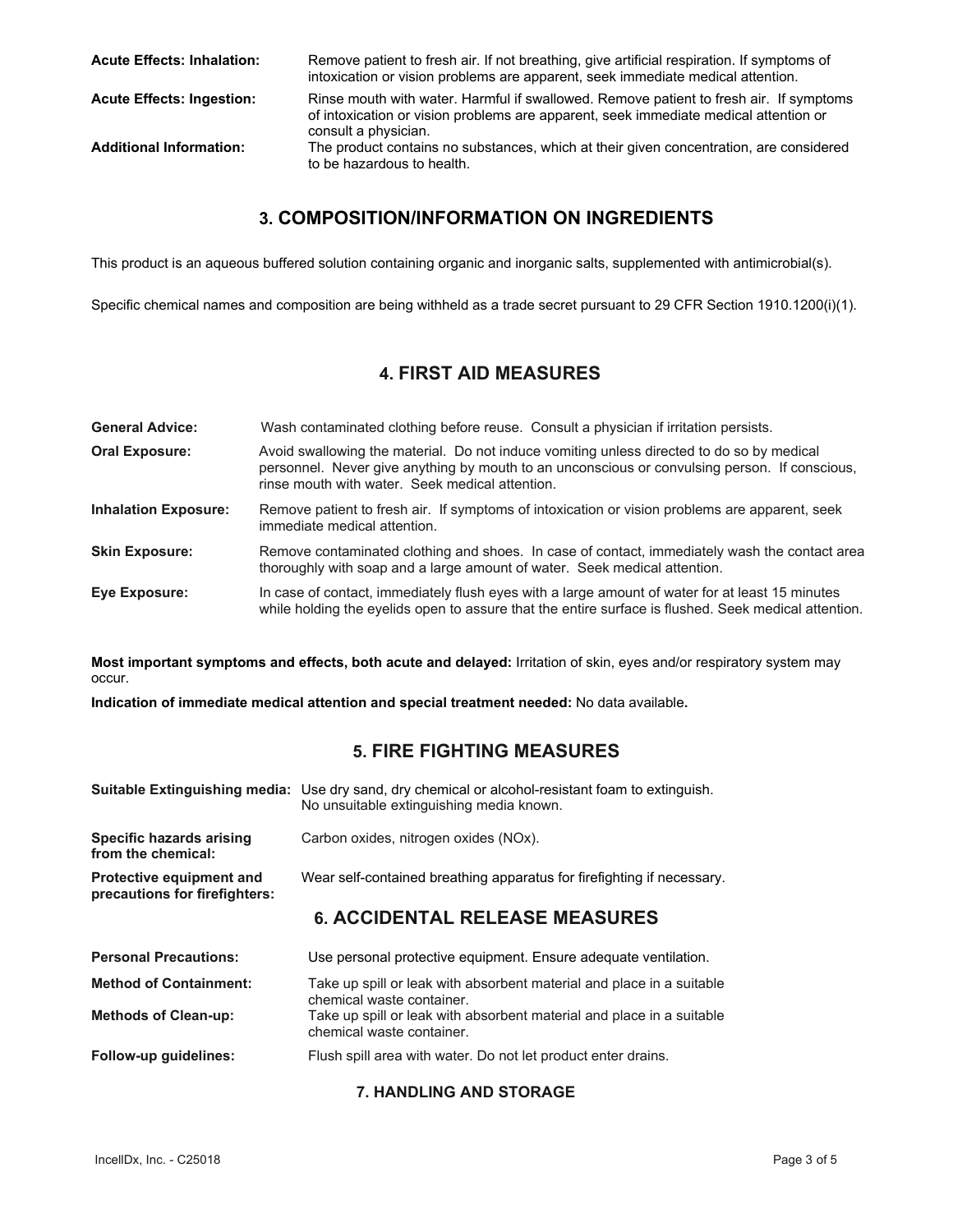**Acute Effects: Inhalation:** Remove patient to fresh air. If not breathing, give artificial respiration. If symptoms of intoxication or vision problems are apparent, seek immediate medical attention.

**Acute Effects: Ingestion:** Rinse mouth with water. Harmful if swallowed. Remove patient to fresh air. If symptoms of intoxication or vision problems are apparent, seek immediate medical attention or consult a physician.

**Additional Information:** The product contains no substances, which at their given concentration, are considered to be hazardous to health.

## 3. COMPOSITION/INFORMATION ON INGREDIENTS

This product is an aqueous buffered solution containing organic and inorganic salts, supplemented with antimicrobial(s).

Specific chemical names and composition are being withheld as a trade secret pursuant to 29 CFR Section 1910.1200(i)(1).

## 4. FIRST AID MEASURES

**General Advice:** Wash contaminated clothing before reuse. Consult a physician if irritation persists.

**Oral Exposure:** Avoid swallowing the material. Do not induce vomiting unless directed to do so by medical personnel. Never give anything by mouth to an unconscious or convulsing person. If conscious, rinse mouth with water. Seek medical attention.

**Inhalation Exposure:** Remove patient to fresh air. If symptoms of intoxication or vision problems are apparent, seek immediate medical attention.

**Skin Exposure:** Remove contaminated clothing and shoes. In case of contact, immediately wash the contact area thoroughly with soap and a large amount of water. Seek medical attention.

**Eye Exposure:** In case of contact, immediately flush eyes with a large amount of water for at least 15 minutes while holding the eyelids open to assure that the entire surface is flushed. Seek medical attention.

**Most important symptoms and effects, both acute and delayed:** Irritation of skin, eyes and/or respiratory system may occur.

**Indication of immediate medical attention and special treatment needed:** No data available**.**

## 5. FIRE FIGHTING MEASURES

**Suitable Extinguishing media:** Use dry sand, dry chemical or alcohol-resistant foam to extinguish. No unsuitable extinguishing media known.

**Specific hazards arising from the chemical:** Carbon oxides, nitrogen oxides (NOx).

**Protective equipment and precautions for firefighters:** Wear self-contained breathing apparatus for firefighting if necessary.

## 6. ACCIDENTAL RELEASE MEASURES

**Personal Precautions:** Use personal protective equipment. Ensure adequate ventilation.

**Method of Containment:** Take up spill or leak with absorbent material and place in a suitable chemical waste container.

**Methods of Clean-up:** Take up spill or leak with absorbent material and place in a suitable chemical waste container.

**Follow-up guidelines:** Flush spill area with water. Do not let product enter drains.

## 7. HANDLING AND STORAGE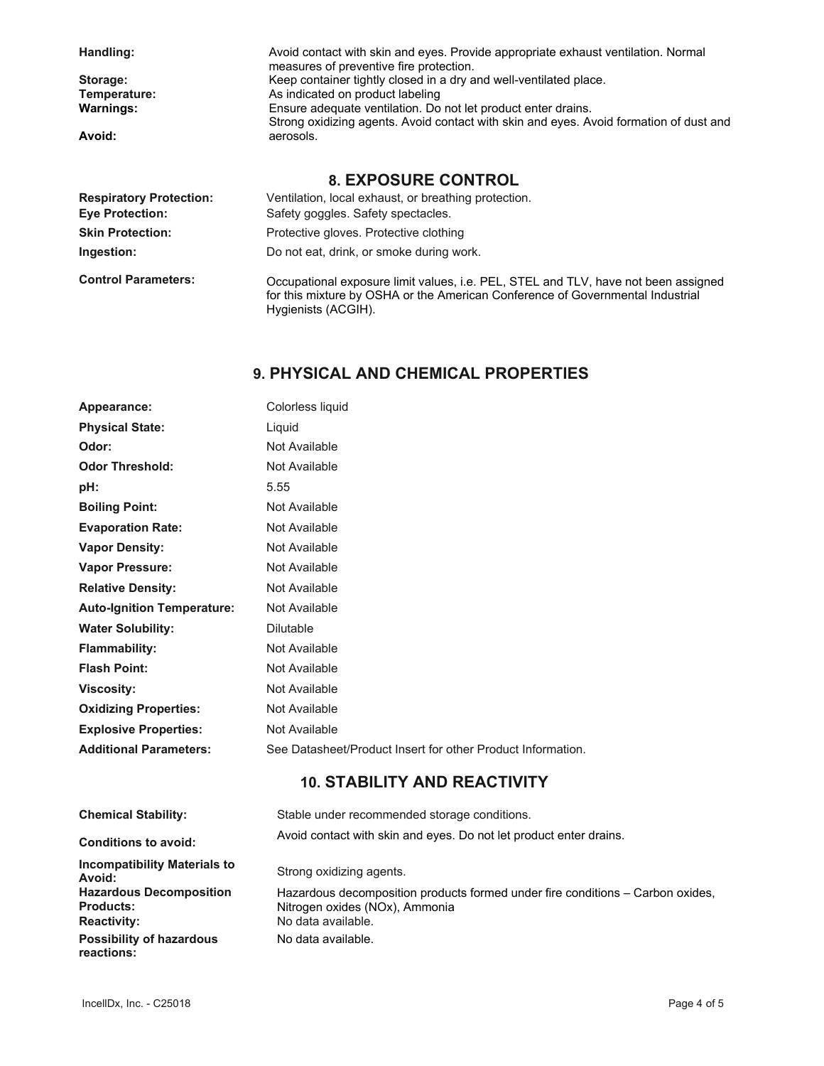**Handling:** Avoid contact with skin and eyes. Provide appropriate exhaust ventilation. Normal measures of preventive fire protection.

**Storage:** Keep container tightly closed in a dry and well-ventilated place.

**Temperature:** As indicated on product labeling

**Warnings:** Ensure adequate ventilation. Do not let product enter drains.

**Avoid:** Strong oxidizing agents. Avoid contact with skin and eyes. Avoid formation of dust and aerosols.

## 8. EXPOSURE CONTROL

**Respiratory Protection:** Ventilation, local exhaust, or breathing protection.

**Eye Protection:** Safety goggles. Safety spectacles.

**Skin Protection:** Protective gloves. Protective clothing

**Ingestion:** Do not eat, drink, or smoke during work.

**Control Parameters:** Occupational exposure limit values, i.e. PEL, STEL and TLV, have not been assigned for this mixture by OSHA or the American Conference of Governmental Industrial Hygienists (ACGIH).

## 9. PHYSICAL AND CHEMICAL PROPERTIES

| | |
|---|---|
| **Appearance:** | Colorless liquid |
| **Physical State:** | Liquid |
| **Odor:** | Not Available |
| **Odor Threshold:** | Not Available |
| **pH:** | 5.55 |
| **Boiling Point:** | Not Available |
| **Evaporation Rate:** | Not Available |
| **Vapor Density:** | Not Available |
| **Vapor Pressure:** | Not Available |
| **Relative Density:** | Not Available |
| **Auto-Ignition Temperature:** | Not Available |
| **Water Solubility:** | Dilutable |
| **Flammability:** | Not Available |
| **Flash Point:** | Not Available |
| **Viscosity:** | Not Available |
| **Oxidizing Properties:** | Not Available |
| **Explosive Properties:** | Not Available |
| **Additional Parameters:** | See Datasheet/Product Insert for other Product Information. |

## 10. STABILITY AND REACTIVITY

**Chemical Stability:** Stable under recommended storage conditions.

**Conditions to avoid:** Avoid contact with skin and eyes. Do not let product enter drains.

**Incompatibility Materials to Avoid:** Strong oxidizing agents.

**Hazardous Decomposition Products:** Hazardous decomposition products formed under fire conditions – Carbon oxides, Nitrogen oxides (NOx), Ammonia

**Reactivity:** No data available.

**Possibility of hazardous reactions:** No data available.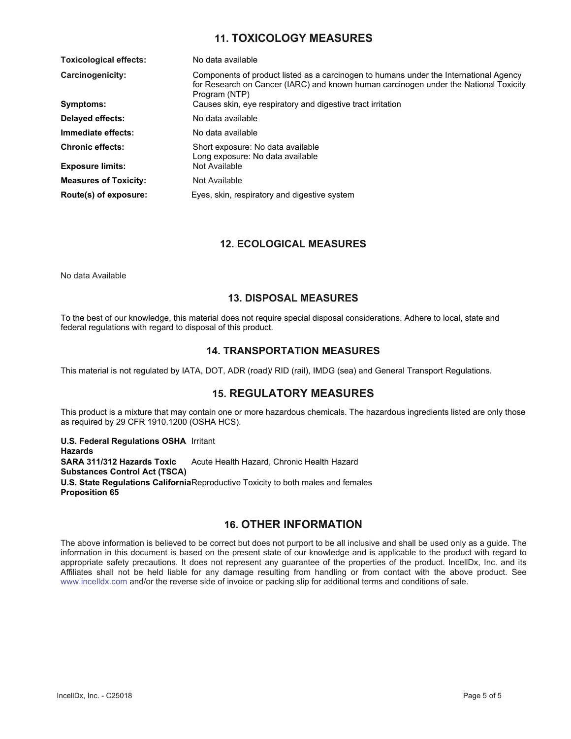## 11. TOXICOLOGY MEASURES

| | |
|---|---|
| **Toxicological effects:** | No data available |
| **Carcinogenicity:** | Components of product listed as a carcinogen to humans under the International Agency for Research on Cancer (IARC) and known human carcinogen under the National Toxicity Program (NTP) |
| **Symptoms:** | Causes skin, eye respiratory and digestive tract irritation |
| **Delayed effects:** | No data available |
| **Immediate effects:** | No data available |
| **Chronic effects:** | Short exposure: No data available<br>Long exposure: No data available |
| **Exposure limits:** | Not Available |
| **Measures of Toxicity:** | Not Available |
| **Route(s) of exposure:** | Eyes, skin, respiratory and digestive system |

## 12. ECOLOGICAL MEASURES

No data Available

## 13. DISPOSAL MEASURES

To the best of our knowledge, this material does not require special disposal considerations. Adhere to local, state and federal regulations with regard to disposal of this product.

## 14. TRANSPORTATION MEASURES

This material is not regulated by IATA, DOT, ADR (road)/ RID (rail), IMDG (sea) and General Transport Regulations.

## 15. REGULATORY MEASURES

This product is a mixture that may contain one or more hazardous chemicals. The hazardous ingredients listed are only those as required by 29 CFR 1910.1200 (OSHA HCS).

| | |
|---|---|
| **U.S. Federal Regulations OSHA Hazards** | Irritant |
| **SARA 311/312 Hazards Toxic Substances Control Act (TSCA)** | Acute Health Hazard, Chronic Health Hazard |
| **U.S. State Regulations California Proposition 65** | Reproductive Toxicity to both males and females |

## 16. OTHER INFORMATION

The above information is believed to be correct but does not purport to be all inclusive and shall be used only as a guide. The information in this document is based on the present state of our knowledge and is applicable to the product with regard to appropriate safety precautions. It does not represent any guarantee of the properties of the product. IncellDx, Inc. and its Affiliates shall not be held liable for any damage resulting from handling or from contact with the above product. See www.incelldx.com and/or the reverse side of invoice or packing slip for additional terms and conditions of sale.